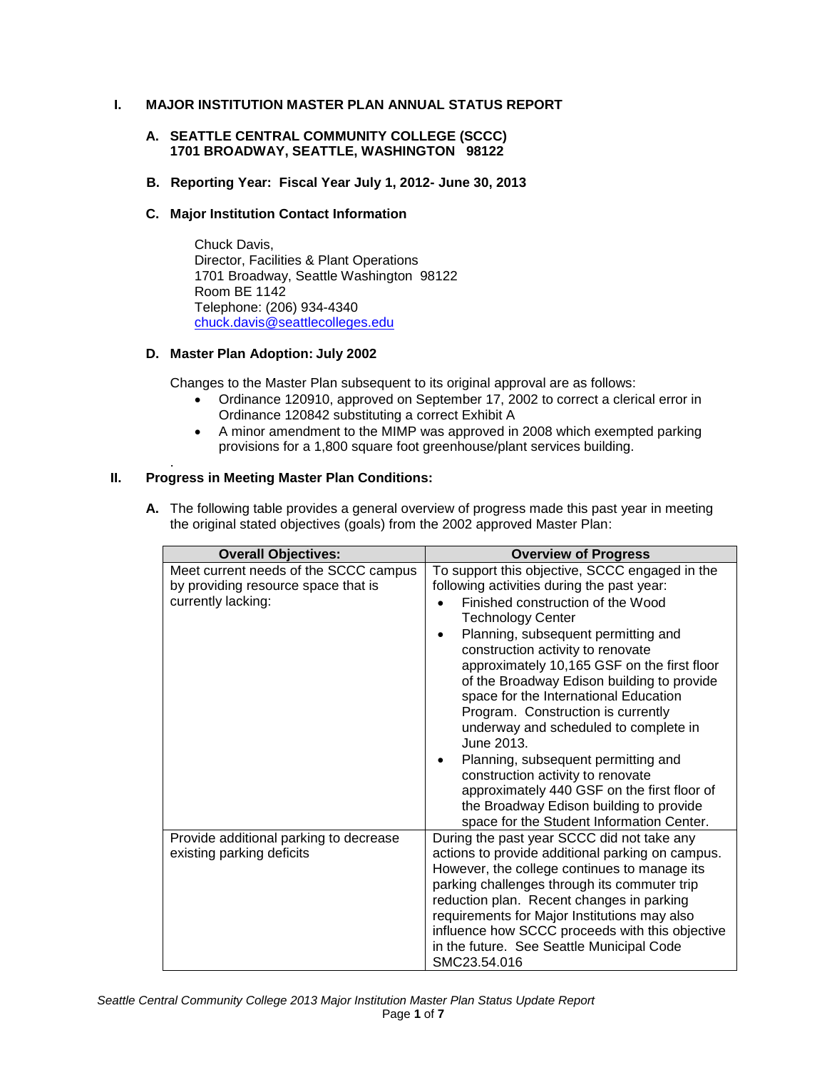## I. MAJOR INSTITUTION MASTER PLAN ANNUAL STATUS REPORT

### A. SEATTLE CENTRAL COMMUNITY COLLEGE (SCCC)
### 1701 BROADWAY, SEATTLE, WASHINGTON 98122

### B. Reporting Year: Fiscal Year July 1, 2012- June 30, 2013

### C. Major Institution Contact Information

Chuck Davis,
Director, Facilities & Plant Operations
1701 Broadway, Seattle Washington 98122
Room BE 1142
Telephone: (206) 934-4340
chuck.davis@seattlecolleges.edu

### D. Master Plan Adoption: July 2002

Changes to the Master Plan subsequent to its original approval are as follows:

- Ordinance 120910, approved on September 17, 2002 to correct a clerical error in Ordinance 120842 substituting a correct Exhibit A
- A minor amendment to the MIMP was approved in 2008 which exempted parking provisions for a 1,800 square foot greenhouse/plant services building.

## II. Progress in Meeting Master Plan Conditions:

**A.** The following table provides a general overview of progress made this past year in meeting the original stated objectives (goals) from the 2002 approved Master Plan:

| Overall Objectives: | Overview of Progress |
|---|---|
| Meet current needs of the SCCC campus by providing resource space that is currently lacking: | To support this objective, SCCC engaged in the following activities during the past year:<br>• Finished construction of the Wood Technology Center<br>• Planning, subsequent permitting and construction activity to renovate approximately 10,165 GSF on the first floor of the Broadway Edison building to provide space for the International Education Program. Construction is currently underway and scheduled to complete in June 2013.<br>• Planning, subsequent permitting and construction activity to renovate approximately 440 GSF on the first floor of the Broadway Edison building to provide space for the Student Information Center. |
| Provide additional parking to decrease existing parking deficits | During the past year SCCC did not take any actions to provide additional parking on campus. However, the college continues to manage its parking challenges through its commuter trip reduction plan. Recent changes in parking requirements for Major Institutions may also influence how SCCC proceeds with this objective in the future. See Seattle Municipal Code SMC23.54.016 |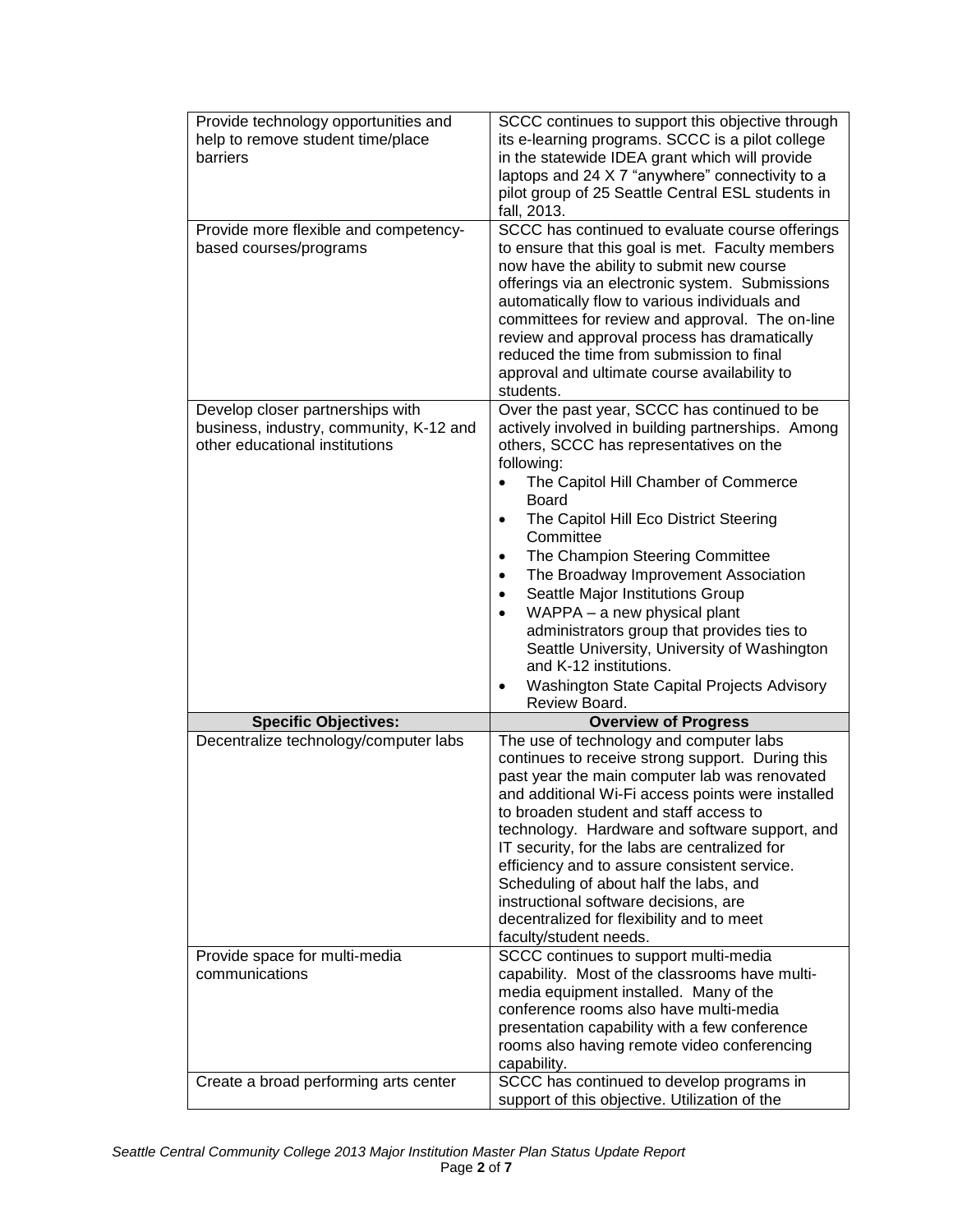| | |
|---|---|
| Provide technology opportunities and help to remove student time/place barriers | SCCC continues to support this objective through its e-learning programs. SCCC is a pilot college in the statewide IDEA grant which will provide laptops and 24 X 7 "anywhere" connectivity to a pilot group of 25 Seattle Central ESL students in fall, 2013. |
| Provide more flexible and competency-based courses/programs | SCCC has continued to evaluate course offerings to ensure that this goal is met. Faculty members now have the ability to submit new course offerings via an electronic system. Submissions automatically flow to various individuals and committees for review and approval. The on-line review and approval process has dramatically reduced the time from submission to final approval and ultimate course availability to students. |
| Develop closer partnerships with business, industry, community, K-12 and other educational institutions | Over the past year, SCCC has continued to be actively involved in building partnerships. Among others, SCCC has representatives on the following:<br>• The Capitol Hill Chamber of Commerce Board<br>• The Capitol Hill Eco District Steering Committee<br>• The Champion Steering Committee<br>• The Broadway Improvement Association<br>• Seattle Major Institutions Group<br>• WAPPA – a new physical plant administrators group that provides ties to Seattle University, University of Washington and K-12 institutions.<br>• Washington State Capital Projects Advisory Review Board. |
| **Specific Objectives:** | **Overview of Progress** |
| Decentralize technology/computer labs | The use of technology and computer labs continues to receive strong support. During this past year the main computer lab was renovated and additional Wi-Fi access points were installed to broaden student and staff access to technology. Hardware and software support, and IT security, for the labs are centralized for efficiency and to assure consistent service. Scheduling of about half the labs, and instructional software decisions, are decentralized for flexibility and to meet faculty/student needs. |
| Provide space for multi-media communications | SCCC continues to support multi-media capability. Most of the classrooms have multi-media equipment installed. Many of the conference rooms also have multi-media presentation capability with a few conference rooms also having remote video conferencing capability. |
| Create a broad performing arts center | SCCC has continued to develop programs in support of this objective. Utilization of the |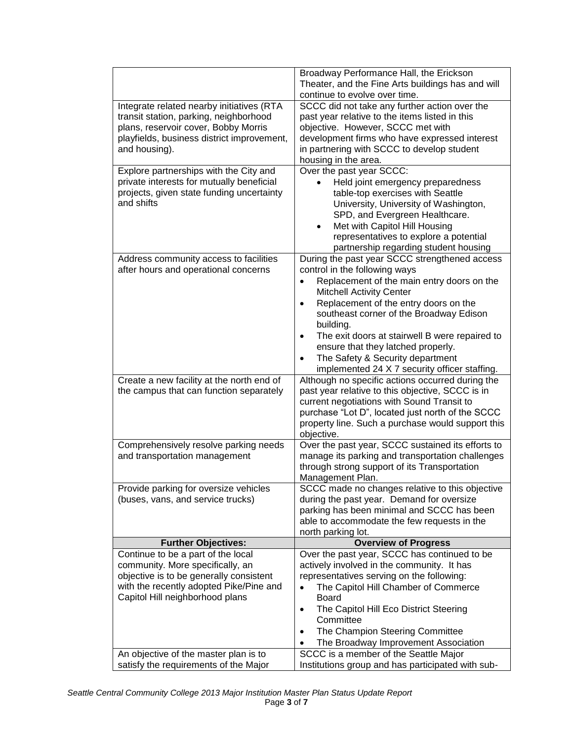| | |
|---|---|
| | Broadway Performance Hall, the Erickson Theater, and the Fine Arts buildings has and will continue to evolve over time. |
| Integrate related nearby initiatives (RTA transit station, parking, neighborhood plans, reservoir cover, Bobby Morris playfields, business district improvement, and housing). | SCCC did not take any further action over the past year relative to the items listed in this objective. However, SCCC met with development firms who have expressed interest in partnering with SCCC to develop student housing in the area. |
| Explore partnerships with the City and private interests for mutually beneficial projects, given state funding uncertainty and shifts | Over the past year SCCC:<br>• Held joint emergency preparedness table-top exercises with Seattle University, University of Washington, SPD, and Evergreen Healthcare.<br>• Met with Capitol Hill Housing representatives to explore a potential partnership regarding student housing |
| Address community access to facilities after hours and operational concerns | During the past year SCCC strengthened access control in the following ways<br>• Replacement of the main entry doors on the Mitchell Activity Center<br>• Replacement of the entry doors on the southeast corner of the Broadway Edison building.<br>• The exit doors at stairwell B were repaired to ensure that they latched properly.<br>• The Safety & Security department implemented 24 X 7 security officer staffing. |
| Create a new facility at the north end of the campus that can function separately | Although no specific actions occurred during the past year relative to this objective, SCCC is in current negotiations with Sound Transit to purchase "Lot D", located just north of the SCCC property line. Such a purchase would support this objective. |
| Comprehensively resolve parking needs and transportation management | Over the past year, SCCC sustained its efforts to manage its parking and transportation challenges through strong support of its Transportation Management Plan. |
| Provide parking for oversize vehicles (buses, vans, and service trucks) | SCCC made no changes relative to this objective during the past year. Demand for oversize parking has been minimal and SCCC has been able to accommodate the few requests in the north parking lot. |
| **Further Objectives:** | **Overview of Progress** |
| Continue to be a part of the local community. More specifically, an objective is to be generally consistent with the recently adopted Pike/Pine and Capitol Hill neighborhood plans | Over the past year, SCCC has continued to be actively involved in the community. It has representatives serving on the following:<br>• The Capitol Hill Chamber of Commerce Board<br>• The Capitol Hill Eco District Steering Committee<br>• The Champion Steering Committee<br>• The Broadway Improvement Association |
| An objective of the master plan is to satisfy the requirements of the Major | SCCC is a member of the Seattle Major Institutions group and has participated with sub- |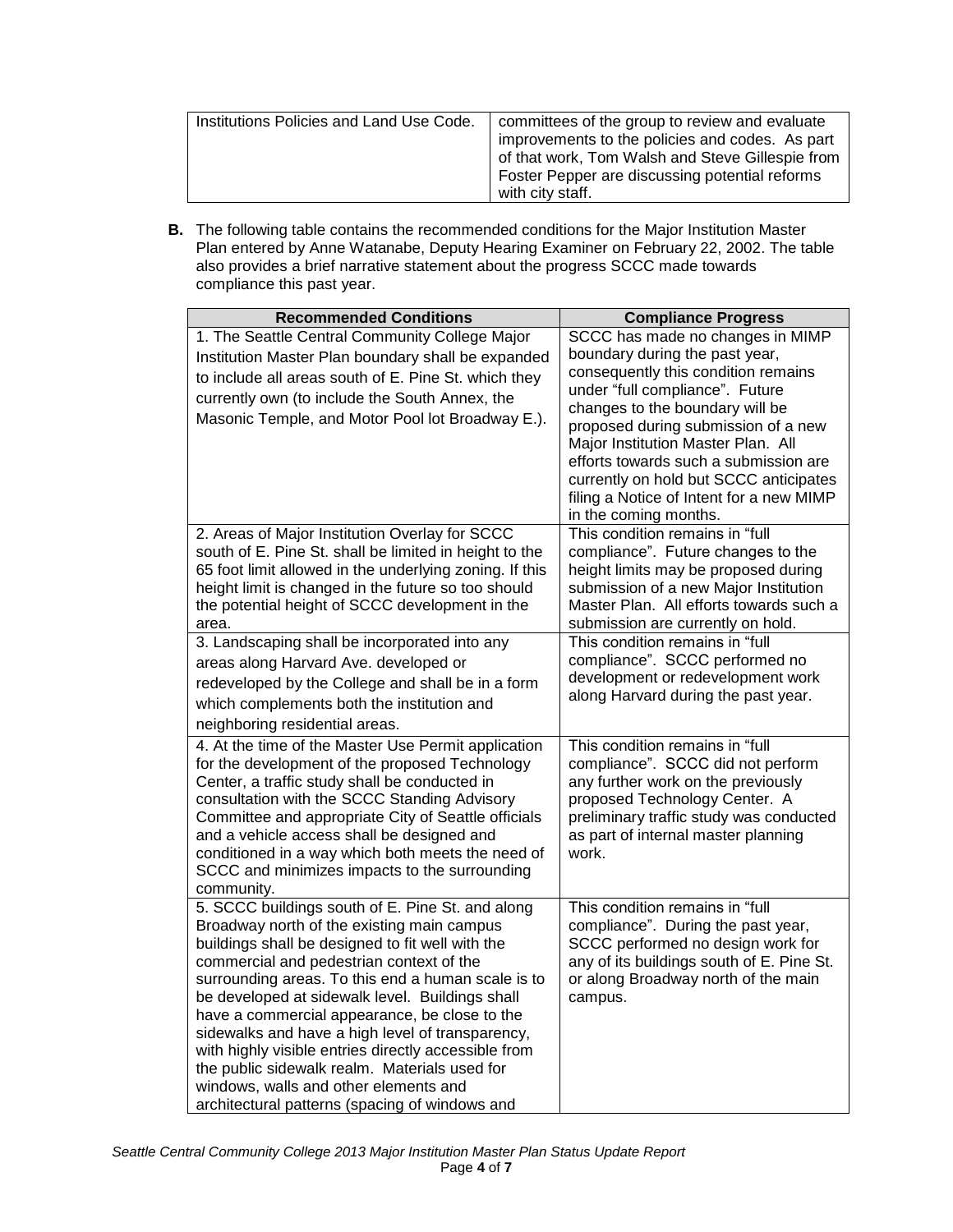| | |
|---|---|
| Institutions Policies and Land Use Code. | committees of the group to review and evaluate improvements to the policies and codes. As part of that work, Tom Walsh and Steve Gillespie from Foster Pepper are discussing potential reforms with city staff. |

**B.** The following table contains the recommended conditions for the Major Institution Master Plan entered by Anne Watanabe, Deputy Hearing Examiner on February 22, 2002. The table also provides a brief narrative statement about the progress SCCC made towards compliance this past year.

| Recommended Conditions | Compliance Progress |
|---|---|
| 1. The Seattle Central Community College Major Institution Master Plan boundary shall be expanded to include all areas south of E. Pine St. which they currently own (to include the South Annex, the Masonic Temple, and Motor Pool lot Broadway E.). | SCCC has made no changes in MIMP boundary during the past year, consequently this condition remains under "full compliance". Future changes to the boundary will be proposed during submission of a new Major Institution Master Plan. All efforts towards such a submission are currently on hold but SCCC anticipates filing a Notice of Intent for a new MIMP in the coming months. |
| 2. Areas of Major Institution Overlay for SCCC south of E. Pine St. shall be limited in height to the 65 foot limit allowed in the underlying zoning. If this height limit is changed in the future so too should the potential height of SCCC development in the area. | This condition remains in "full compliance". Future changes to the height limits may be proposed during submission of a new Major Institution Master Plan. All efforts towards such a submission are currently on hold. |
| 3. Landscaping shall be incorporated into any areas along Harvard Ave. developed or redeveloped by the College and shall be in a form which complements both the institution and neighboring residential areas. | This condition remains in "full compliance". SCCC performed no development or redevelopment work along Harvard during the past year. |
| 4. At the time of the Master Use Permit application for the development of the proposed Technology Center, a traffic study shall be conducted in consultation with the SCCC Standing Advisory Committee and appropriate City of Seattle officials and a vehicle access shall be designed and conditioned in a way which both meets the need of SCCC and minimizes impacts to the surrounding community. | This condition remains in "full compliance". SCCC did not perform any further work on the previously proposed Technology Center. A preliminary traffic study was conducted as part of internal master planning work. |
| 5. SCCC buildings south of E. Pine St. and along Broadway north of the existing main campus buildings shall be designed to fit well with the commercial and pedestrian context of the surrounding areas. To this end a human scale is to be developed at sidewalk level. Buildings shall have a commercial appearance, be close to the sidewalks and have a high level of transparency, with highly visible entries directly accessible from the public sidewalk realm. Materials used for windows, walls and other elements and architectural patterns (spacing of windows and | This condition remains in "full compliance". During the past year, SCCC performed no design work for any of its buildings south of E. Pine St. or along Broadway north of the main campus. |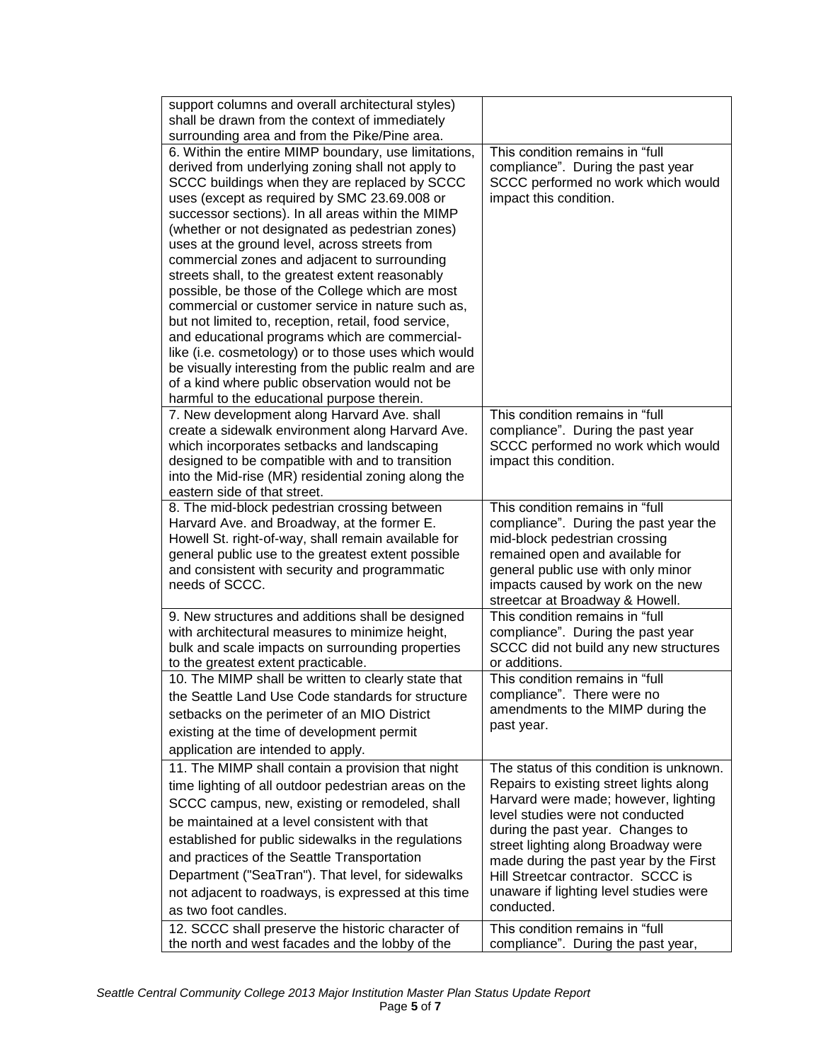| | |
|---|---|
| support columns and overall architectural styles) shall be drawn from the context of immediately surrounding area and from the Pike/Pine area. | |
| 6. Within the entire MIMP boundary, use limitations, derived from underlying zoning shall not apply to SCCC buildings when they are replaced by SCCC uses (except as required by SMC 23.69.008 or successor sections). In all areas within the MIMP (whether or not designated as pedestrian zones) uses at the ground level, across streets from commercial zones and adjacent to surrounding streets shall, to the greatest extent reasonably possible, be those of the College which are most commercial or customer service in nature such as, but not limited to, reception, retail, food service, and educational programs which are commercial-like (i.e. cosmetology) or to those uses which would be visually interesting from the public realm and are of a kind where public observation would not be harmful to the educational purpose therein. | This condition remains in "full compliance". During the past year SCCC performed no work which would impact this condition. |
| 7. New development along Harvard Ave. shall create a sidewalk environment along Harvard Ave. which incorporates setbacks and landscaping designed to be compatible with and to transition into the Mid-rise (MR) residential zoning along the eastern side of that street. | This condition remains in "full compliance". During the past year SCCC performed no work which would impact this condition. |
| 8. The mid-block pedestrian crossing between Harvard Ave. and Broadway, at the former E. Howell St. right-of-way, shall remain available for general public use to the greatest extent possible and consistent with security and programmatic needs of SCCC. | This condition remains in "full compliance". During the past year the mid-block pedestrian crossing remained open and available for general public use with only minor impacts caused by work on the new streetcar at Broadway & Howell. |
| 9. New structures and additions shall be designed with architectural measures to minimize height, bulk and scale impacts on surrounding properties to the greatest extent practicable. | This condition remains in "full compliance". During the past year SCCC did not build any new structures or additions. |
| 10. The MIMP shall be written to clearly state that the Seattle Land Use Code standards for structure setbacks on the perimeter of an MIO District existing at the time of development permit application are intended to apply. | This condition remains in "full compliance". There were no amendments to the MIMP during the past year. |
| 11. The MIMP shall contain a provision that night time lighting of all outdoor pedestrian areas on the SCCC campus, new, existing or remodeled, shall be maintained at a level consistent with that established for public sidewalks in the regulations and practices of the Seattle Transportation Department ("SeaTran"). That level, for sidewalks not adjacent to roadways, is expressed at this time as two foot candles. | The status of this condition is unknown. Repairs to existing street lights along Harvard were made; however, lighting level studies were not conducted during the past year. Changes to street lighting along Broadway were made during the past year by the First Hill Streetcar contractor. SCCC is unaware if lighting level studies were conducted. |
| 12. SCCC shall preserve the historic character of the north and west facades and the lobby of the | This condition remains in "full compliance". During the past year, |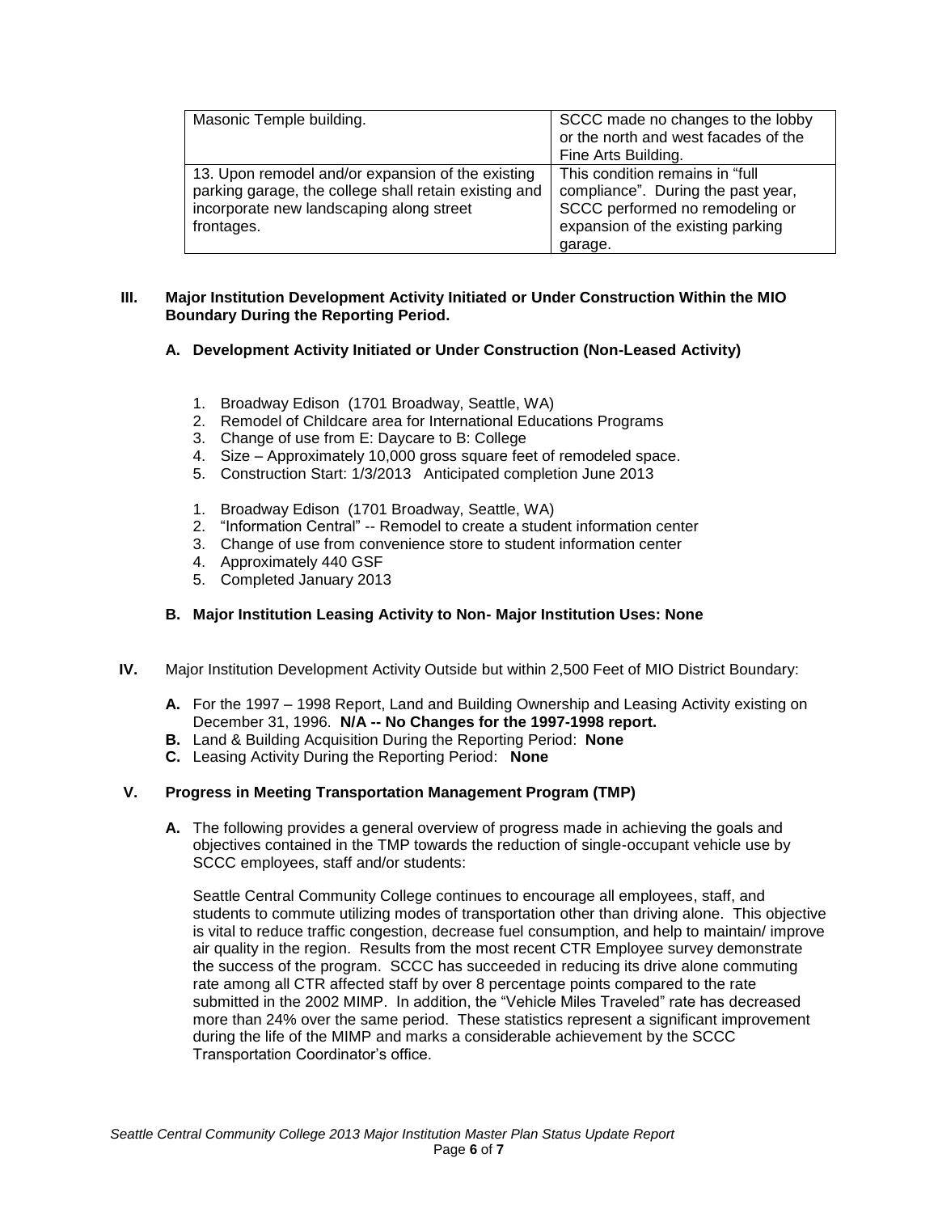| | |
|---|---|
| Masonic Temple building. | SCCC made no changes to the lobby or the north and west facades of the Fine Arts Building. |
| 13. Upon remodel and/or expansion of the existing parking garage, the college shall retain existing and incorporate new landscaping along street frontages. | This condition remains in "full compliance". During the past year, SCCC performed no remodeling or expansion of the existing parking garage. |

## III. Major Institution Development Activity Initiated or Under Construction Within the MIO Boundary During the Reporting Period.

### A. Development Activity Initiated or Under Construction (Non-Leased Activity)

1. Broadway Edison (1701 Broadway, Seattle, WA)
2. Remodel of Childcare area for International Educations Programs
3. Change of use from E: Daycare to B: College
4. Size – Approximately 10,000 gross square feet of remodeled space.
5. Construction Start: 1/3/2013 Anticipated completion June 2013

1. Broadway Edison (1701 Broadway, Seattle, WA)
2. "Information Central" -- Remodel to create a student information center
3. Change of use from convenience store to student information center
4. Approximately 440 GSF
5. Completed January 2013

### B. Major Institution Leasing Activity to Non- Major Institution Uses: None

## IV. Major Institution Development Activity Outside but within 2,500 Feet of MIO District Boundary:

- **A.** For the 1997 – 1998 Report, Land and Building Ownership and Leasing Activity existing on December 31, 1996. **N/A -- No Changes for the 1997-1998 report.**
- **B.** Land & Building Acquisition During the Reporting Period: **None**
- **C.** Leasing Activity During the Reporting Period: **None**

## V. Progress in Meeting Transportation Management Program (TMP)

**A.** The following provides a general overview of progress made in achieving the goals and objectives contained in the TMP towards the reduction of single-occupant vehicle use by SCCC employees, staff and/or students:

Seattle Central Community College continues to encourage all employees, staff, and students to commute utilizing modes of transportation other than driving alone. This objective is vital to reduce traffic congestion, decrease fuel consumption, and help to maintain/ improve air quality in the region. Results from the most recent CTR Employee survey demonstrate the success of the program. SCCC has succeeded in reducing its drive alone commuting rate among all CTR affected staff by over 8 percentage points compared to the rate submitted in the 2002 MIMP. In addition, the "Vehicle Miles Traveled" rate has decreased more than 24% over the same period. These statistics represent a significant improvement during the life of the MIMP and marks a considerable achievement by the SCCC Transportation Coordinator's office.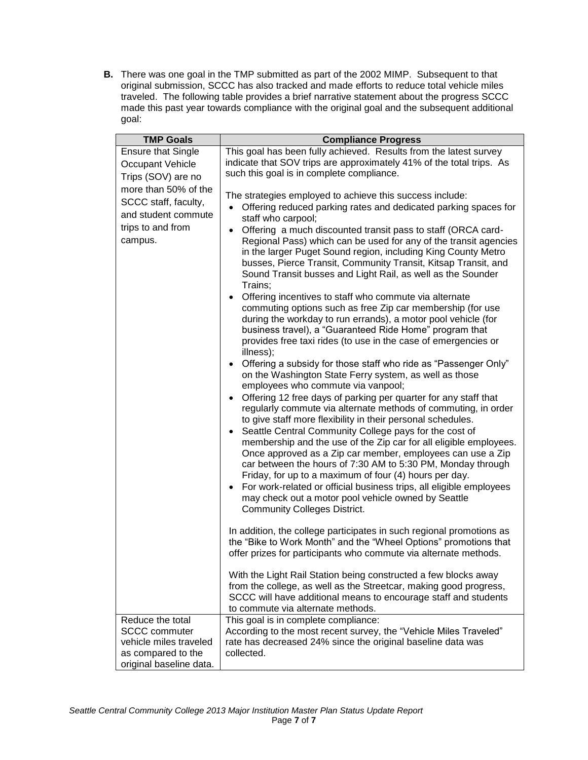**B.** There was one goal in the TMP submitted as part of the 2002 MIMP. Subsequent to that original submission, SCCC has also tracked and made efforts to reduce total vehicle miles traveled. The following table provides a brief narrative statement about the progress SCCC made this past year towards compliance with the original goal and the subsequent additional goal:

| TMP Goals | Compliance Progress |
|---|---|
| Ensure that Single Occupant Vehicle Trips (SOV) are no more than 50% of the SCCC staff, faculty, and student commute trips to and from campus. | This goal has been fully achieved. Results from the latest survey indicate that SOV trips are approximately 41% of the total trips. As such this goal is in complete compliance.<br><br>The strategies employed to achieve this success include:<br>• Offering reduced parking rates and dedicated parking spaces for staff who carpool;<br>• Offering a much discounted transit pass to staff (ORCA card-Regional Pass) which can be used for any of the transit agencies in the larger Puget Sound region, including King County Metro busses, Pierce Transit, Community Transit, Kitsap Transit, and Sound Transit busses and Light Rail, as well as the Sounder Trains;<br>• Offering incentives to staff who commute via alternate commuting options such as free Zip car membership (for use during the workday to run errands), a motor pool vehicle (for business travel), a "Guaranteed Ride Home" program that provides free taxi rides (to use in the case of emergencies or illness);<br>• Offering a subsidy for those staff who ride as "Passenger Only" on the Washington State Ferry system, as well as those employees who commute via vanpool;<br>• Offering 12 free days of parking per quarter for any staff that regularly commute via alternate methods of commuting, in order to give staff more flexibility in their personal schedules.<br>• Seattle Central Community College pays for the cost of membership and the use of the Zip car for all eligible employees. Once approved as a Zip car member, employees can use a Zip car between the hours of 7:30 AM to 5:30 PM, Monday through Friday, for up to a maximum of four (4) hours per day.<br>• For work-related or official business trips, all eligible employees may check out a motor pool vehicle owned by Seattle Community Colleges District.<br><br>In addition, the college participates in such regional promotions as the "Bike to Work Month" and the "Wheel Options" promotions that offer prizes for participants who commute via alternate methods.<br><br>With the Light Rail Station being constructed a few blocks away from the college, as well as the Streetcar, making good progress, SCCC will have additional means to encourage staff and students to commute via alternate methods. |
| Reduce the total SCCC commuter vehicle miles traveled as compared to the original baseline data. | This goal is in complete compliance:<br>According to the most recent survey, the "Vehicle Miles Traveled" rate has decreased 24% since the original baseline data was collected. |